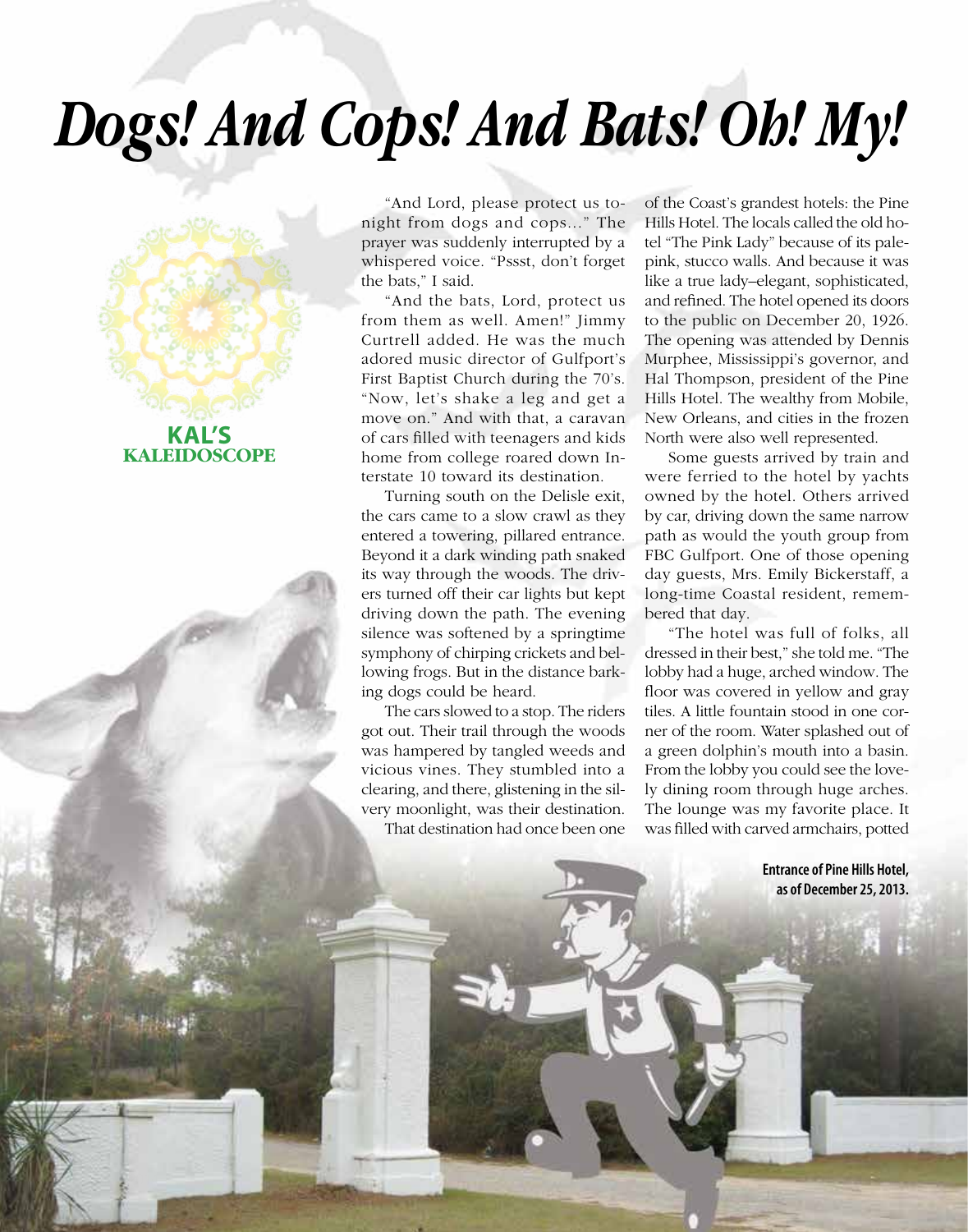# Dogs! And Cops! And Bats! Oh! My!

**KAL'S KALEIDOSCOPE**

"And Lord, please protect us tonight from dogs and cops..." The prayer was suddenly interrupted by a whispered voice. "Pssst, don't forget the bats," I said.

"And the bats, Lord, protect us from them as well. Amen!" Jimmy Curtrell added. He was the much adored music director of Gulfport's First Baptist Church during the 70's. "Now, let's shake a leg and get a move on." And with that, a caravan of cars filled with teenagers and kids home from college roared down Interstate 10 toward its destination.

Turning south on the Delisle exit, the cars came to a slow crawl as they entered a towering, pillared entrance. Beyond it a dark winding path snaked its way through the woods. The drivers turned off their car lights but kept driving down the path. The evening silence was softened by a springtime symphony of chirping crickets and bellowing frogs. But in the distance barking dogs could be heard.

The cars slowed to a stop. The riders got out. Their trail through the woods was hampered by tangled weeds and vicious vines. They stumbled into a clearing, and there, glistening in the silvery moonlight, was their destination.

That destination had once been one of the Coast's grandest hotels: the Pine Hills Hotel. The locals called the old hotel "The Pink Lady" because of its pale-pink, stucco walls. And because it was like a true lady–elegant, sophisticated, and refined. The hotel opened its doors to the public on December 20, 1926. The opening was attended by Dennis Murphee, Mississippi's governor, and Hal Thompson, president of the Pine Hills Hotel. The wealthy from Mobile, New Orleans, and cities in the frozen North were also well represented.

Some guests arrived by train and were ferried to the hotel by yachts owned by the hotel. Others arrived by car, driving down the same narrow path as would the youth group from FBC Gulfport. One of those opening day guests, Mrs. Emily Bickerstaff, a long-time Coastal resident, remembered that day.

"The hotel was full of folks, all dressed in their best," she told me. "The lobby had a huge, arched window. The floor was covered in yellow and gray tiles. A little fountain stood in one corner of the room. Water splashed out of a green dolphin's mouth into a basin. From the lobby you could see the lovely dining room through huge arches. The lounge was my favorite place. It was filled with carved armchairs, potted

**Entrance of Pine Hills Hotel, as of December 25, 2013.**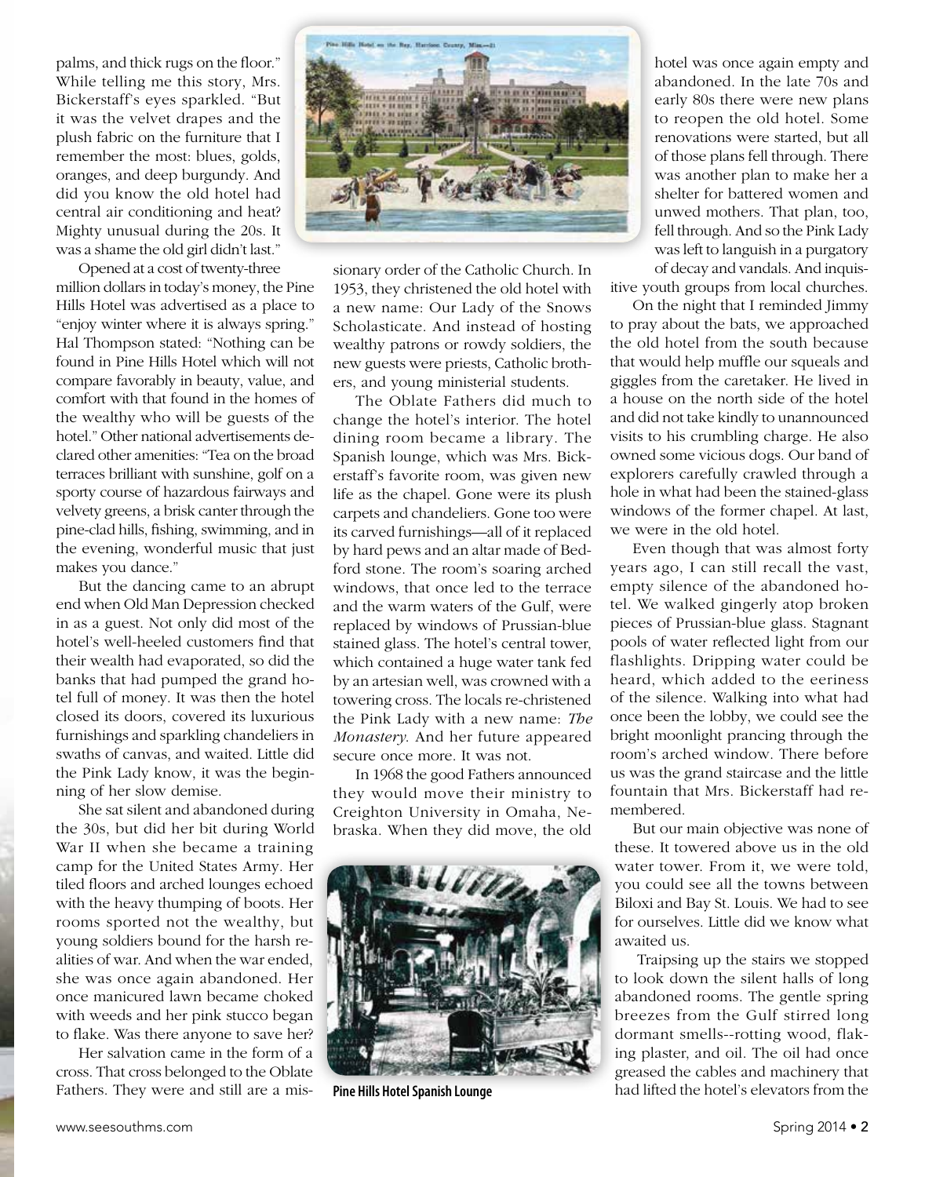palms, and thick rugs on the floor." While telling me this story, Mrs. Bickerstaff's eyes sparkled. "But it was the velvet drapes and the plush fabric on the furniture that I remember the most: blues, golds, oranges, and deep burgundy. And did you know the old hotel had central air conditioning and heat? Mighty unusual during the 20s. It was a shame the old girl didn't last."

Opened at a cost of twenty-three million dollars in today's money, the Pine Hills Hotel was advertised as a place to "enjoy winter where it is always spring." Hal Thompson stated: "Nothing can be found in Pine Hills Hotel which will not compare favorably in beauty, value, and comfort with that found in the homes of the wealthy who will be guests of the hotel." Other national advertisements declared other amenities: "Tea on the broad terraces brilliant with sunshine, golf on a sporty course of hazardous fairways and velvety greens, a brisk canter through the pine-clad hills, fishing, swimming, and in the evening, wonderful music that just makes you dance."

But the dancing came to an abrupt end when Old Man Depression checked in as a guest. Not only did most of the hotel's well-heeled customers find that their wealth had evaporated, so did the banks that had pumped the grand hotel full of money. It was then the hotel closed its doors, covered its luxurious furnishings and sparkling chandeliers in swaths of canvas, and waited. Little did the Pink Lady know, it was the beginning of her slow demise.

She sat silent and abandoned during the 30s, but did her bit during World War II when she became a training camp for the United States Army. Her tiled floors and arched lounges echoed with the heavy thumping of boots. Her rooms sported not the wealthy, but young soldiers bound for the harsh realities of war. And when the war ended, she was once again abandoned. Her once manicured lawn became choked with weeds and her pink stucco began to flake. Was there anyone to save her?

Her salvation came in the form of a cross. That cross belonged to the Oblate Fathers. They were and still are a missionary order of the Catholic Church. In 1953, they christened the old hotel with a new name: Our Lady of the Snows Scholasticate. And instead of hosting wealthy patrons or rowdy soldiers, the new guests were priests, Catholic brothers, and young ministerial students.

The Oblate Fathers did much to change the hotel's interior. The hotel dining room became a library. The Spanish lounge, which was Mrs. Bickerstaff's favorite room, was given new life as the chapel. Gone were its plush carpets and chandeliers. Gone too were its carved furnishings—all of it replaced by hard pews and an altar made of Bedford stone. The room's soaring arched windows, that once led to the terrace and the warm waters of the Gulf, were replaced by windows of Prussian-blue stained glass. The hotel's central tower, which contained a huge water tank fed by an artesian well, was crowned with a towering cross. The locals re-christened the Pink Lady with a new name: *The Monastery*. And her future appeared secure once more. It was not.

In 1968 the good Fathers announced they would move their ministry to Creighton University in Omaha, Nebraska. When they did move, the old hotel was once again empty and abandoned. In the late 70s and early 80s there were new plans to reopen the old hotel. Some renovations were started, but all of those plans fell through. There was another plan to make her a shelter for battered women and unwed mothers. That plan, too, fell through. And so the Pink Lady was left to languish in a purgatory of decay and vandals. And inquisitive youth groups from local churches.

Pine Hills Hotel Spanish Lounge

On the night that I reminded Jimmy to pray about the bats, we approached the old hotel from the south because that would help muffle our squeals and giggles from the caretaker. He lived in a house on the north side of the hotel and did not take kindly to unannounced visits to his crumbling charge. He also owned some vicious dogs. Our band of explorers carefully crawled through a hole in what had been the stained-glass windows of the former chapel. At last, we were in the old hotel.

Even though that was almost forty years ago, I can still recall the vast, empty silence of the abandoned hotel. We walked gingerly atop broken pieces of Prussian-blue glass. Stagnant pools of water reflected light from our flashlights. Dripping water could be heard, which added to the eeriness of the silence. Walking into what had once been the lobby, we could see the bright moonlight prancing through the room's arched window. There before us was the grand staircase and the little fountain that Mrs. Bickerstaff had remembered.

But our main objective was none of these. It towered above us in the old water tower. From it, we were told, you could see all the towns between Biloxi and Bay St. Louis. We had to see for ourselves. Little did we know what awaited us.

Traipsing up the stairs we stopped to look down the silent halls of long abandoned rooms. The gentle spring breezes from the Gulf stirred long dormant smells--rotting wood, flaking plaster, and oil. The oil had once greased the cables and machinery that had lifted the hotel's elevators from the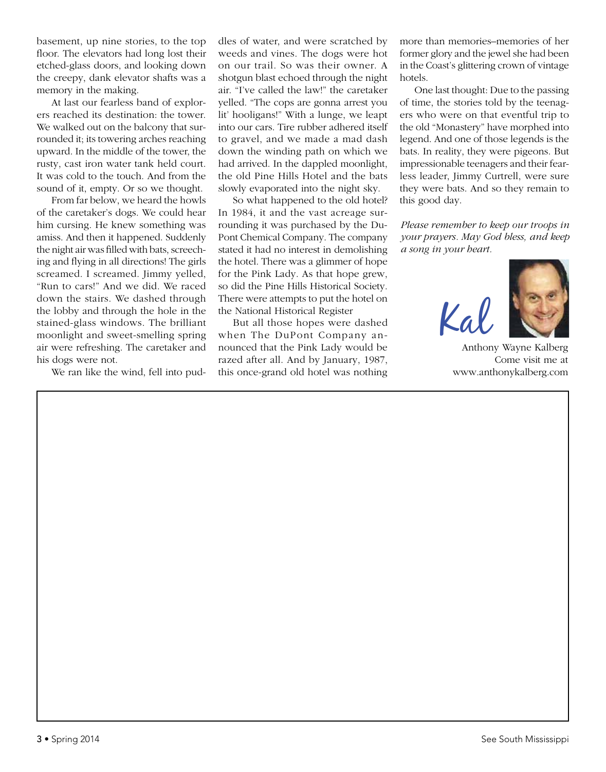basement, up nine stories, to the top floor. The elevators had long lost their etched-glass doors, and looking down the creepy, dank elevator shafts was a memory in the making.

At last our fearless band of explorers reached its destination: the tower. We walked out on the balcony that surrounded it; its towering arches reaching upward. In the middle of the tower, the rusty, cast iron water tank held court. It was cold to the touch. And from the sound of it, empty. Or so we thought.

From far below, we heard the howls of the caretaker's dogs. We could hear him cursing. He knew something was amiss. And then it happened. Suddenly the night air was filled with bats, screeching and flying in all directions! The girls screamed. I screamed. Jimmy yelled, "Run to cars!" And we did. We raced down the stairs. We dashed through the lobby and through the hole in the stained-glass windows. The brilliant moonlight and sweet-smelling spring air were refreshing. The caretaker and his dogs were not.

We ran like the wind, fell into puddles of water, and were scratched by weeds and vines. The dogs were hot on our trail. So was their owner. A shotgun blast echoed through the night air. "I've called the law!" the caretaker yelled. "The cops are gonna arrest you lit' hooligans!" With a lunge, we leapt into our cars. Tire rubber adhered itself to gravel, and we made a mad dash down the winding path on which we had arrived. In the dappled moonlight, the old Pine Hills Hotel and the bats slowly evaporated into the night sky.

So what happened to the old hotel? In 1984, it and the vast acreage surrounding it was purchased by the DuPont Chemical Company. The company stated it had no interest in demolishing the hotel. There was a glimmer of hope for the Pink Lady. As that hope grew, so did the Pine Hills Historical Society. There were attempts to put the hotel on the National Historical Register

But all those hopes were dashed when The DuPont Company announced that the Pink Lady would be razed after all. And by January, 1987, this once-grand old hotel was nothing more than memories–memories of her former glory and the jewel she had been in the Coast's glittering crown of vintage hotels.

One last thought: Due to the passing of time, the stories told by the teenagers who were on that eventful trip to the old "Monastery" have morphed into legend. And one of those legends is the bats. In reality, they were pigeons. But impressionable teenagers and their fearless leader, Jimmy Curtrell, were sure they were bats. And so they remain to this good day.

*Please remember to keep our troops in your prayers. May God bless, and keep a song in your heart.*

Kal

Anthony Wayne Kalberg
Come visit me at
www.anthonykalberg.com